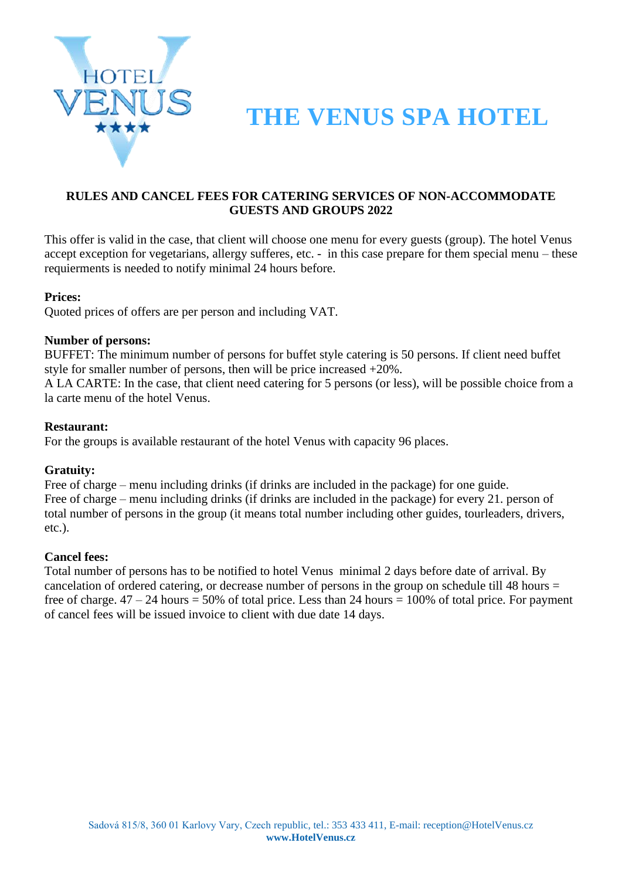# THE VENUS SPA HOTEL

## RULES AND CANCEL FEES FOR CATERING SERVICES OF NON-ACCOMMODATE GUESTS AND GROUPS 2022

This offer is valid in the case, that client will choose one menu for every guests (group). The hotel Venus accept exception for vegetarians, allergy sufferes, etc. - in this case prepare for them special menu – these requierments is needed to notify minimal 24 hours before.

**Prices:**
Quoted prices of offers are per person and including VAT.

**Number of persons:**
BUFFET: The minimum number of persons for buffet style catering is 50 persons. If client need buffet style for smaller number of persons, then will be price increased +20%.
A LA CARTE: In the case, that client need catering for 5 persons (or less), will be possible choice from a la carte menu of the hotel Venus.

**Restaurant:**
For the groups is available restaurant of the hotel Venus with capacity 96 places.

**Gratuity:**
Free of charge – menu including drinks (if drinks are included in the package) for one guide.
Free of charge – menu including drinks (if drinks are included in the package) for every 21. person of total number of persons in the group (it means total number including other guides, tourleaders, drivers, etc.).

**Cancel fees:**
Total number of persons has to be notified to hotel Venus minimal 2 days before date of arrival. By cancelation of ordered catering, or decrease number of persons in the group on schedule till 48 hours = free of charge. 47 – 24 hours = 50% of total price. Less than 24 hours = 100% of total price. For payment of cancel fees will be issued invoice to client with due date 14 days.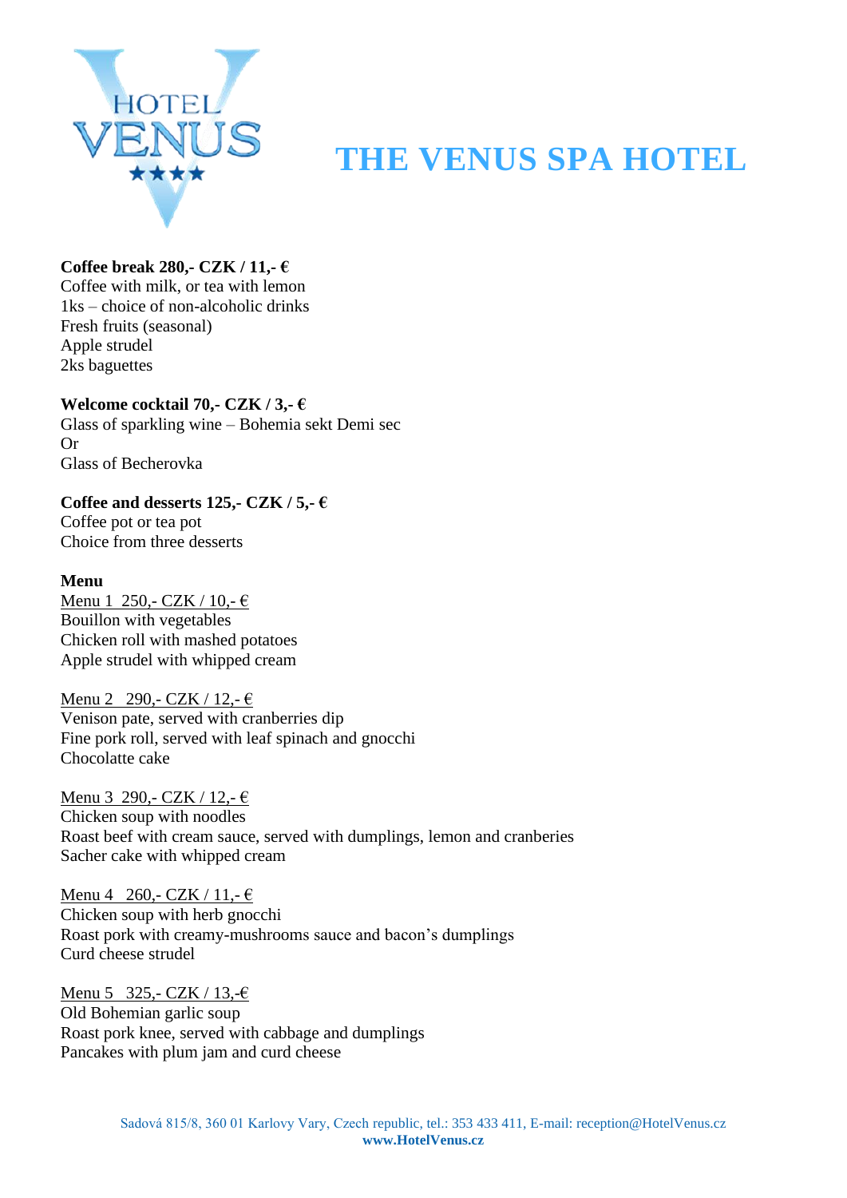# THE VENUS SPA HOTEL

**Coffee break 280,- CZK / 11,- €**
Coffee with milk, or tea with lemon
1ks – choice of non-alcoholic drinks
Fresh fruits (seasonal)
Apple strudel
2ks baguettes

**Welcome cocktail 70,- CZK / 3,- €**
Glass of sparkling wine – Bohemia sekt Demi sec
Or
Glass of Becherovka

**Coffee and desserts 125,- CZK / 5,- €**
Coffee pot or tea pot
Choice from three desserts

**Menu**

Menu 1 250,- CZK / 10,- €
Bouillon with vegetables
Chicken roll with mashed potatoes
Apple strudel with whipped cream

Menu 2 290,- CZK / 12,- €
Venison pate, served with cranberries dip
Fine pork roll, served with leaf spinach and gnocchi
Chocolatte cake

Menu 3 290,- CZK / 12,- €
Chicken soup with noodles
Roast beef with cream sauce, served with dumplings, lemon and cranberies
Sacher cake with whipped cream

Menu 4 260,- CZK / 11,- €
Chicken soup with herb gnocchi
Roast pork with creamy-mushrooms sauce and bacon's dumplings
Curd cheese strudel

Menu 5 325,- CZK / 13,-€
Old Bohemian garlic soup
Roast pork knee, served with cabbage and dumplings
Pancakes with plum jam and curd cheese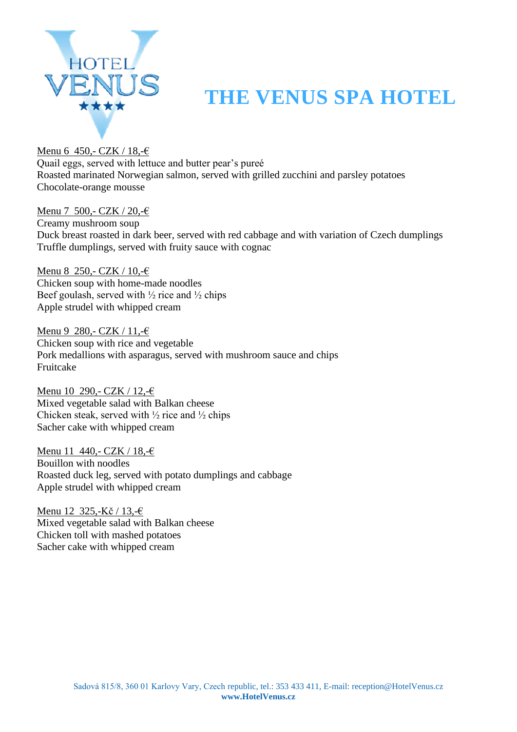# THE VENUS SPA HOTEL

Menu 6  450,- CZK / 18,-€
Quail eggs, served with lettuce and butter pear's pureé
Roasted marinated Norwegian salmon, served with grilled zucchini and parsley potatoes
Chocolate-orange mousse

Menu 7  500,- CZK / 20,-€
Creamy mushroom soup
Duck breast roasted in dark beer, served with red cabbage and with variation of Czech dumplings
Truffle dumplings, served with fruity sauce with cognac

Menu 8  250,- CZK / 10,-€
Chicken soup with home-made noodles
Beef goulash, served with ½ rice and ½ chips
Apple strudel with whipped cream

Menu 9  280,- CZK / 11,-€
Chicken soup with rice and vegetable
Pork medallions with asparagus, served with mushroom sauce and chips
Fruitcake

Menu 10  290,- CZK / 12,-€
Mixed vegetable salad with Balkan cheese
Chicken steak, served with ½ rice and ½ chips
Sacher cake with whipped cream

Menu 11  440,- CZK / 18,-€
Bouillon with noodles
Roasted duck leg, served with potato dumplings and cabbage
Apple strudel with whipped cream

Menu 12  325,-Kč / 13,-€
Mixed vegetable salad with Balkan cheese
Chicken toll with mashed potatoes
Sacher cake with whipped cream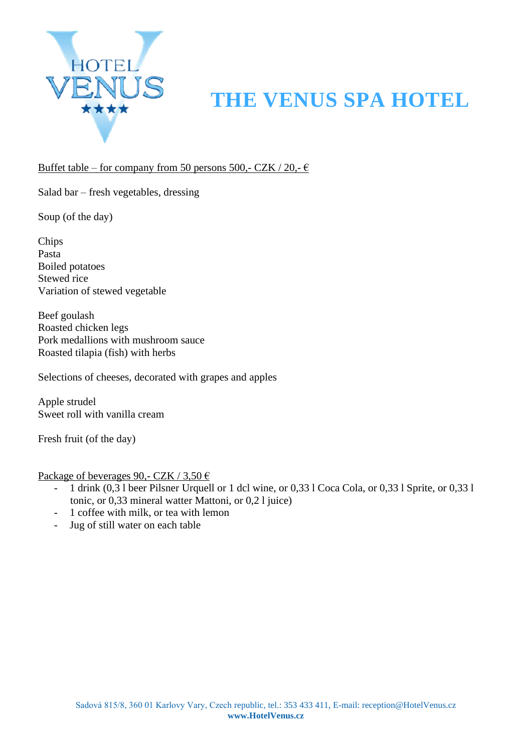HOTEL VENUS ★★★★

# THE VENUS SPA HOTEL

Buffet table – for company from 50 persons 500,- CZK / 20,- €

Salad bar – fresh vegetables, dressing

Soup (of the day)

Chips
Pasta
Boiled potatoes
Stewed rice
Variation of stewed vegetable

Beef goulash
Roasted chicken legs
Pork medallions with mushroom sauce
Roasted tilapia (fish) with herbs

Selections of cheeses, decorated with grapes and apples

Apple strudel
Sweet roll with vanilla cream

Fresh fruit (of the day)

Package of beverages 90,- CZK / 3,50 €

- 1 drink (0,3 l beer Pilsner Urquell or 1 dcl wine, or 0,33 l Coca Cola, or 0,33 l Sprite, or 0,33 l tonic, or 0,33 mineral watter Mattoni, or 0,2 l juice)
- 1 coffee with milk, or tea with lemon
- Jug of still water on each table

Sadová 815/8, 360 01 Karlovy Vary, Czech republic, tel.: 353 433 411, E-mail: reception@HotelVenus.cz
**www.HotelVenus.cz**